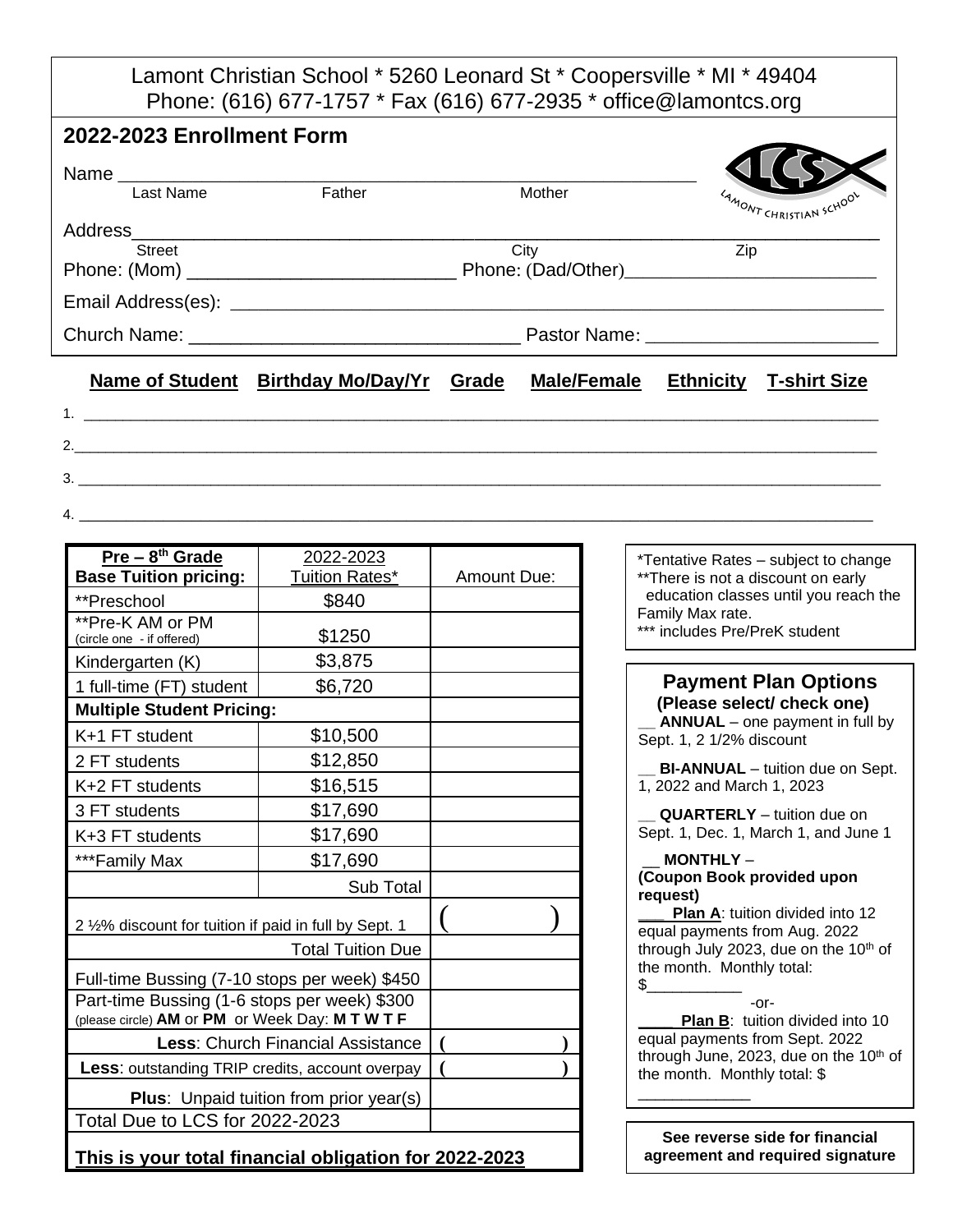Lamont Christian School * 5260 Leonard St * Coopersville * MI * 49404
Phone: (616) 677-1757 * Fax (616) 677-2935 * office@lamontcs.org

## 2022-2023 Enrollment Form

Name ____________________________________________________________
Last Name Father Mother

Address___________________________________________________________________
Street City Zip

Phone: (Mom) __________________________ Phone: (Dad/Other)_________________________

Email Address(es): _________________________________________________________________

Church Name: _______________________________ Pastor Name: _______________________

| Name of Student | Birthday Mo/Day/Yr | Grade | Male/Female | Ethnicity | T-shirt Size |
|---|---|---|---|---|---|
| 1. | | | | | |
| 2. | | | | | |
| 3. | | | | | |
| 4. | | | | | |

| Pre – 8th Grade Base Tuition pricing: | 2022-2023 Tuition Rates* | Amount Due: |
|---|---|---|
| **Preschool | $840 | |
| **Pre-K AM or PM (circle one - if offered) | $1250 | |
| Kindergarten (K) | $3,875 | |
| 1 full-time (FT) student | $6,720 | |
| **Multiple Student Pricing:** | | |
| K+1 FT student | $10,500 | |
| 2 FT students | $12,850 | |
| K+2 FT students | $16,515 | |
| 3 FT students | $17,690 | |
| K+3 FT students | $17,690 | |
| ***Family Max | $17,690 | |
| | Sub Total | |
| 2 ½% discount for tuition if paid in full by Sept. 1 | | ( ) |
| | Total Tuition Due | |
| Full-time Bussing (7-10 stops per week) $450 | | |
| Part-time Bussing (1-6 stops per week) $300 (please circle) **AM** or **PM** or Week Day: **M T W T F** | | |
| **Less**: Church Financial Assistance | | ( ) |
| **Less**: outstanding TRIP credits, account overpay | | ( ) |
| **Plus**: Unpaid tuition from prior year(s) | | |
| Total Due to LCS for 2022-2023 | | |
| **This is your total financial obligation for 2022-2023** | | |

*Tentative Rates – subject to change
**There is not a discount on early education classes until you reach the Family Max rate.
*** includes Pre/PreK student

### Payment Plan Options
**(Please select/ check one)**

__ **ANNUAL** – one payment in full by Sept. 1, 2 1/2% discount

__ **BI-ANNUAL** – tuition due on Sept. 1, 2022 and March 1, 2023

__ **QUARTERLY** – tuition due on Sept. 1, Dec. 1, March 1, and June 1

__ **MONTHLY** –
**(Coupon Book provided upon request)**

___ **Plan A**: tuition divided into 12 equal payments from Aug. 2022 through July 2023, due on the 10th of the month. Monthly total: $___________

-or-

____ **Plan B**: tuition divided into 10 equal payments from Sept. 2022 through June, 2023, due on the 10th of the month. Monthly total: $ _____________

**See reverse side for financial agreement and required signature**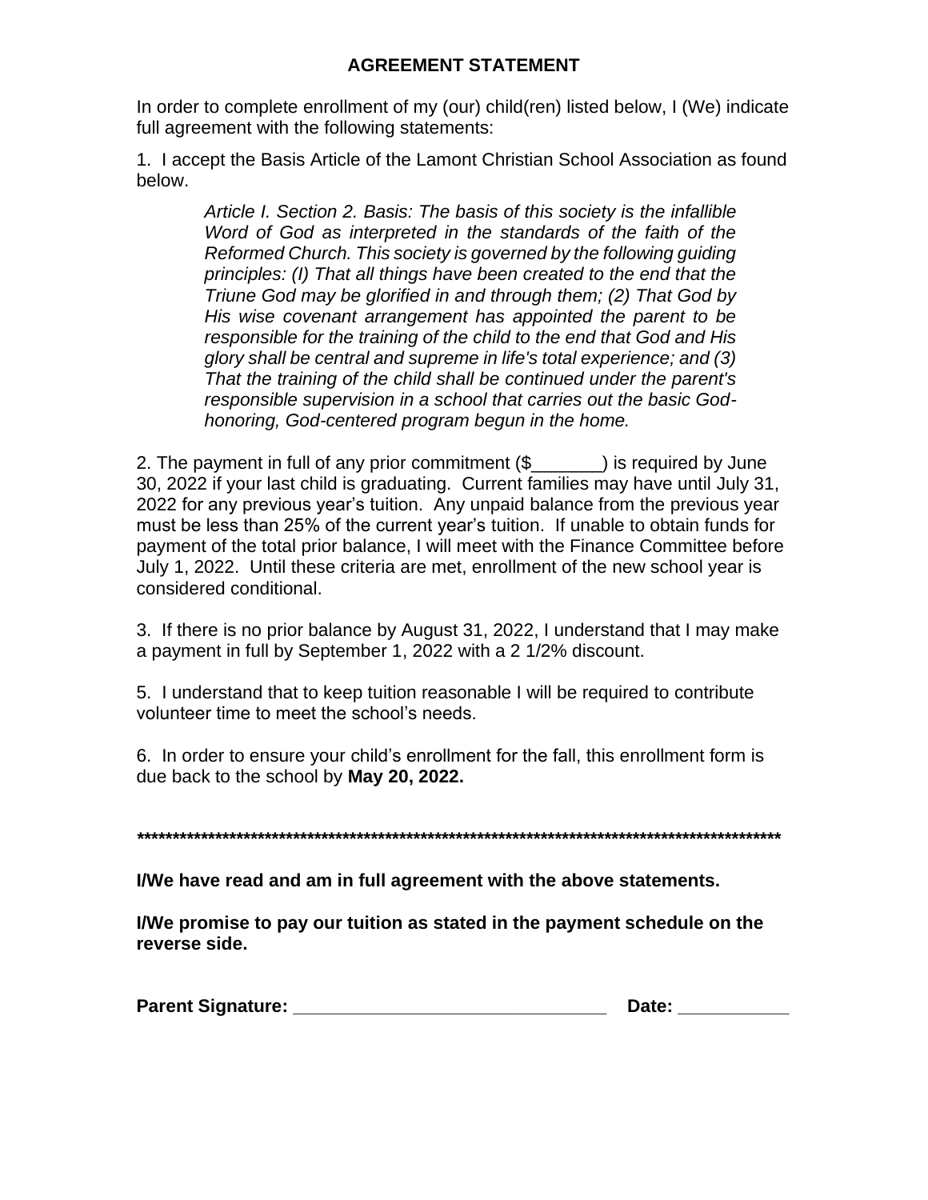## AGREEMENT STATEMENT

In order to complete enrollment of my (our) child(ren) listed below, I (We) indicate full agreement with the following statements:

1. I accept the Basis Article of the Lamont Christian School Association as found below.

> *Article I. Section 2. Basis: The basis of this society is the infallible Word of God as interpreted in the standards of the faith of the Reformed Church. This society is governed by the following guiding principles: (I) That all things have been created to the end that the Triune God may be glorified in and through them; (2) That God by His wise covenant arrangement has appointed the parent to be responsible for the training of the child to the end that God and His glory shall be central and supreme in life's total experience; and (3) That the training of the child shall be continued under the parent's responsible supervision in a school that carries out the basic God-honoring, God-centered program begun in the home.*

2. The payment in full of any prior commitment ($_______) is required by June 30, 2022 if your last child is graduating. Current families may have until July 31, 2022 for any previous year's tuition. Any unpaid balance from the previous year must be less than 25% of the current year's tuition. If unable to obtain funds for payment of the total prior balance, I will meet with the Finance Committee before July 1, 2022. Until these criteria are met, enrollment of the new school year is considered conditional.

3. If there is no prior balance by August 31, 2022, I understand that I may make a payment in full by September 1, 2022 with a 2 1/2% discount.

5. I understand that to keep tuition reasonable I will be required to contribute volunteer time to meet the school's needs.

6. In order to ensure your child's enrollment for the fall, this enrollment form is due back to the school by **May 20, 2022.**

**************************************************************************************************

**I/We have read and am in full agreement with the above statements.**

**I/We promise to pay our tuition as stated in the payment schedule on the reverse side.**

**Parent Signature: _______________________________ Date: ___________**